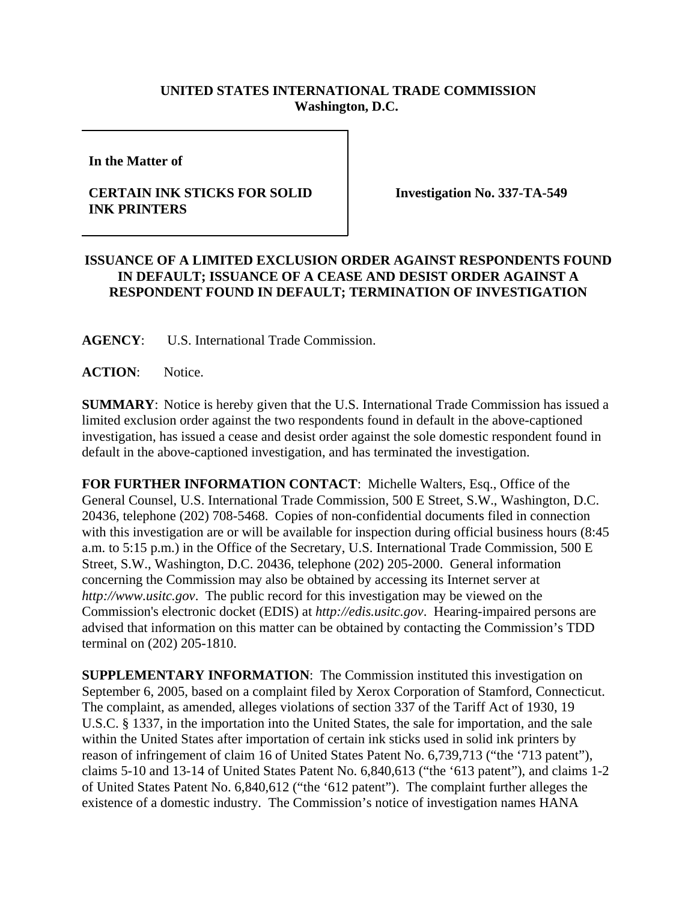**UNITED STATES INTERNATIONAL TRADE COMMISSION**
**Washington, D.C.**

**In the Matter of**

**CERTAIN INK STICKS FOR SOLID INK PRINTERS**

**Investigation No. 337-TA-549**

**ISSUANCE OF A LIMITED EXCLUSION ORDER AGAINST RESPONDENTS FOUND IN DEFAULT; ISSUANCE OF A CEASE AND DESIST ORDER AGAINST A RESPONDENT FOUND IN DEFAULT; TERMINATION OF INVESTIGATION**

**AGENCY**: U.S. International Trade Commission.

**ACTION**: Notice.

**SUMMARY**: Notice is hereby given that the U.S. International Trade Commission has issued a limited exclusion order against the two respondents found in default in the above-captioned investigation, has issued a cease and desist order against the sole domestic respondent found in default in the above-captioned investigation, and has terminated the investigation.

**FOR FURTHER INFORMATION CONTACT**: Michelle Walters, Esq., Office of the General Counsel, U.S. International Trade Commission, 500 E Street, S.W., Washington, D.C. 20436, telephone (202) 708-5468. Copies of non-confidential documents filed in connection with this investigation are or will be available for inspection during official business hours (8:45 a.m. to 5:15 p.m.) in the Office of the Secretary, U.S. International Trade Commission, 500 E Street, S.W., Washington, D.C. 20436, telephone (202) 205-2000. General information concerning the Commission may also be obtained by accessing its Internet server at *http://www.usitc.gov*. The public record for this investigation may be viewed on the Commission's electronic docket (EDIS) at *http://edis.usitc.gov*. Hearing-impaired persons are advised that information on this matter can be obtained by contacting the Commission's TDD terminal on (202) 205-1810.

**SUPPLEMENTARY INFORMATION**: The Commission instituted this investigation on September 6, 2005, based on a complaint filed by Xerox Corporation of Stamford, Connecticut. The complaint, as amended, alleges violations of section 337 of the Tariff Act of 1930, 19 U.S.C. § 1337, in the importation into the United States, the sale for importation, and the sale within the United States after importation of certain ink sticks used in solid ink printers by reason of infringement of claim 16 of United States Patent No. 6,739,713 ("the '713 patent"), claims 5-10 and 13-14 of United States Patent No. 6,840,613 ("the '613 patent"), and claims 1-2 of United States Patent No. 6,840,612 ("the '612 patent"). The complaint further alleges the existence of a domestic industry. The Commission's notice of investigation names HANA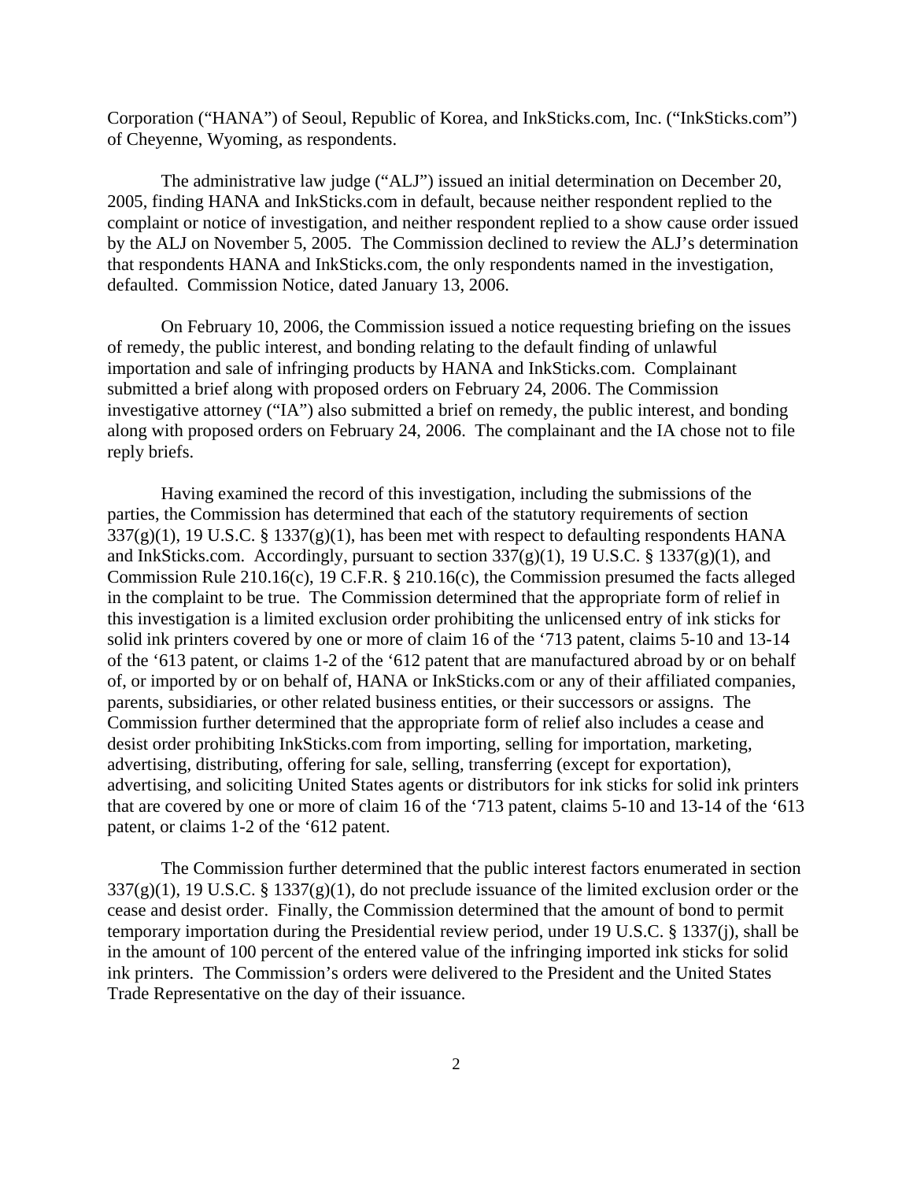Corporation ("HANA") of Seoul, Republic of Korea, and InkSticks.com, Inc. ("InkSticks.com") of Cheyenne, Wyoming, as respondents.

The administrative law judge ("ALJ") issued an initial determination on December 20, 2005, finding HANA and InkSticks.com in default, because neither respondent replied to the complaint or notice of investigation, and neither respondent replied to a show cause order issued by the ALJ on November 5, 2005. The Commission declined to review the ALJ's determination that respondents HANA and InkSticks.com, the only respondents named in the investigation, defaulted. Commission Notice, dated January 13, 2006.

On February 10, 2006, the Commission issued a notice requesting briefing on the issues of remedy, the public interest, and bonding relating to the default finding of unlawful importation and sale of infringing products by HANA and InkSticks.com. Complainant submitted a brief along with proposed orders on February 24, 2006. The Commission investigative attorney ("IA") also submitted a brief on remedy, the public interest, and bonding along with proposed orders on February 24, 2006. The complainant and the IA chose not to file reply briefs.

Having examined the record of this investigation, including the submissions of the parties, the Commission has determined that each of the statutory requirements of section 337(g)(1), 19 U.S.C. § 1337(g)(1), has been met with respect to defaulting respondents HANA and InkSticks.com. Accordingly, pursuant to section 337(g)(1), 19 U.S.C. § 1337(g)(1), and Commission Rule 210.16(c), 19 C.F.R. § 210.16(c), the Commission presumed the facts alleged in the complaint to be true. The Commission determined that the appropriate form of relief in this investigation is a limited exclusion order prohibiting the unlicensed entry of ink sticks for solid ink printers covered by one or more of claim 16 of the '713 patent, claims 5-10 and 13-14 of the '613 patent, or claims 1-2 of the '612 patent that are manufactured abroad by or on behalf of, or imported by or on behalf of, HANA or InkSticks.com or any of their affiliated companies, parents, subsidiaries, or other related business entities, or their successors or assigns. The Commission further determined that the appropriate form of relief also includes a cease and desist order prohibiting InkSticks.com from importing, selling for importation, marketing, advertising, distributing, offering for sale, selling, transferring (except for exportation), advertising, and soliciting United States agents or distributors for ink sticks for solid ink printers that are covered by one or more of claim 16 of the '713 patent, claims 5-10 and 13-14 of the '613 patent, or claims 1-2 of the '612 patent.

The Commission further determined that the public interest factors enumerated in section 337(g)(1), 19 U.S.C. § 1337(g)(1), do not preclude issuance of the limited exclusion order or the cease and desist order. Finally, the Commission determined that the amount of bond to permit temporary importation during the Presidential review period, under 19 U.S.C. § 1337(j), shall be in the amount of 100 percent of the entered value of the infringing imported ink sticks for solid ink printers. The Commission's orders were delivered to the President and the United States Trade Representative on the day of their issuance.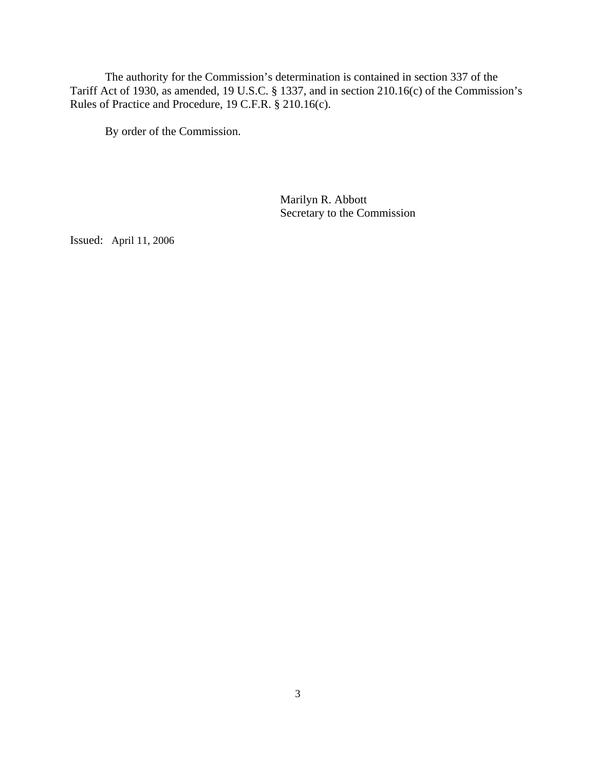The authority for the Commission's determination is contained in section 337 of the Tariff Act of 1930, as amended, 19 U.S.C. § 1337, and in section 210.16(c) of the Commission's Rules of Practice and Procedure, 19 C.F.R. § 210.16(c).

By order of the Commission.

Marilyn R. Abbott
Secretary to the Commission

Issued: April 11, 2006